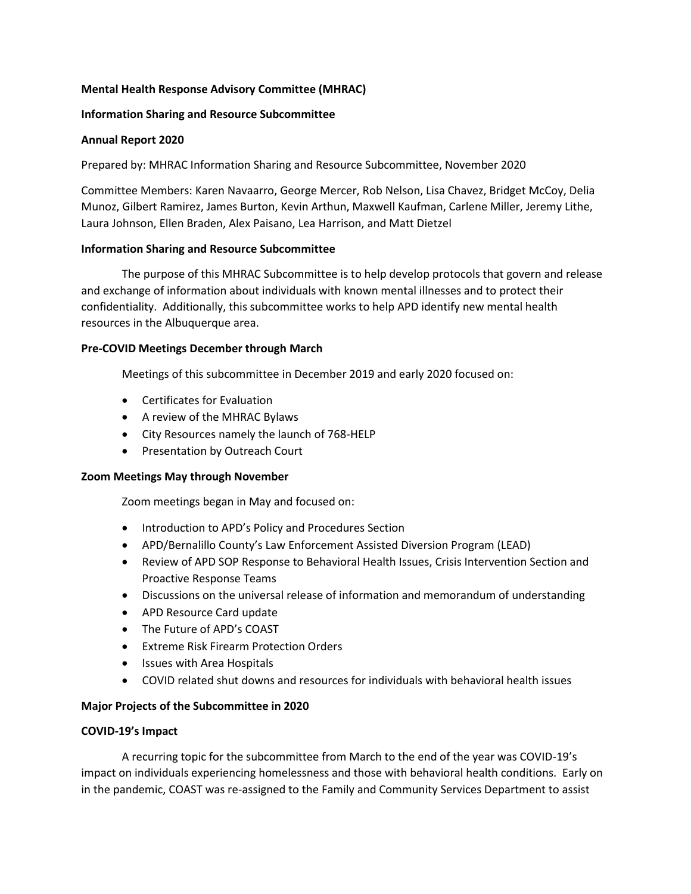**Mental Health Response Advisory Committee (MHRAC)**

**Information Sharing and Resource Subcommittee**

**Annual Report 2020**

Prepared by: MHRAC Information Sharing and Resource Subcommittee, November 2020

Committee Members: Karen Navaarro, George Mercer, Rob Nelson, Lisa Chavez, Bridget McCoy, Delia Munoz, Gilbert Ramirez, James Burton, Kevin Arthun, Maxwell Kaufman, Carlene Miller, Jeremy Lithe, Laura Johnson, Ellen Braden, Alex Paisano, Lea Harrison, and Matt Dietzel

**Information Sharing and Resource Subcommittee**

The purpose of this MHRAC Subcommittee is to help develop protocols that govern and release and exchange of information about individuals with known mental illnesses and to protect their confidentiality. Additionally, this subcommittee works to help APD identify new mental health resources in the Albuquerque area.

**Pre-COVID Meetings December through March**

Meetings of this subcommittee in December 2019 and early 2020 focused on:

- Certificates for Evaluation
- A review of the MHRAC Bylaws
- City Resources namely the launch of 768-HELP
- Presentation by Outreach Court

**Zoom Meetings May through November**

Zoom meetings began in May and focused on:

- Introduction to APD's Policy and Procedures Section
- APD/Bernalillo County's Law Enforcement Assisted Diversion Program (LEAD)
- Review of APD SOP Response to Behavioral Health Issues, Crisis Intervention Section and Proactive Response Teams
- Discussions on the universal release of information and memorandum of understanding
- APD Resource Card update
- The Future of APD's COAST
- Extreme Risk Firearm Protection Orders
- Issues with Area Hospitals
- COVID related shut downs and resources for individuals with behavioral health issues

**Major Projects of the Subcommittee in 2020**

**COVID-19's Impact**

A recurring topic for the subcommittee from March to the end of the year was COVID-19's impact on individuals experiencing homelessness and those with behavioral health conditions. Early on in the pandemic, COAST was re-assigned to the Family and Community Services Department to assist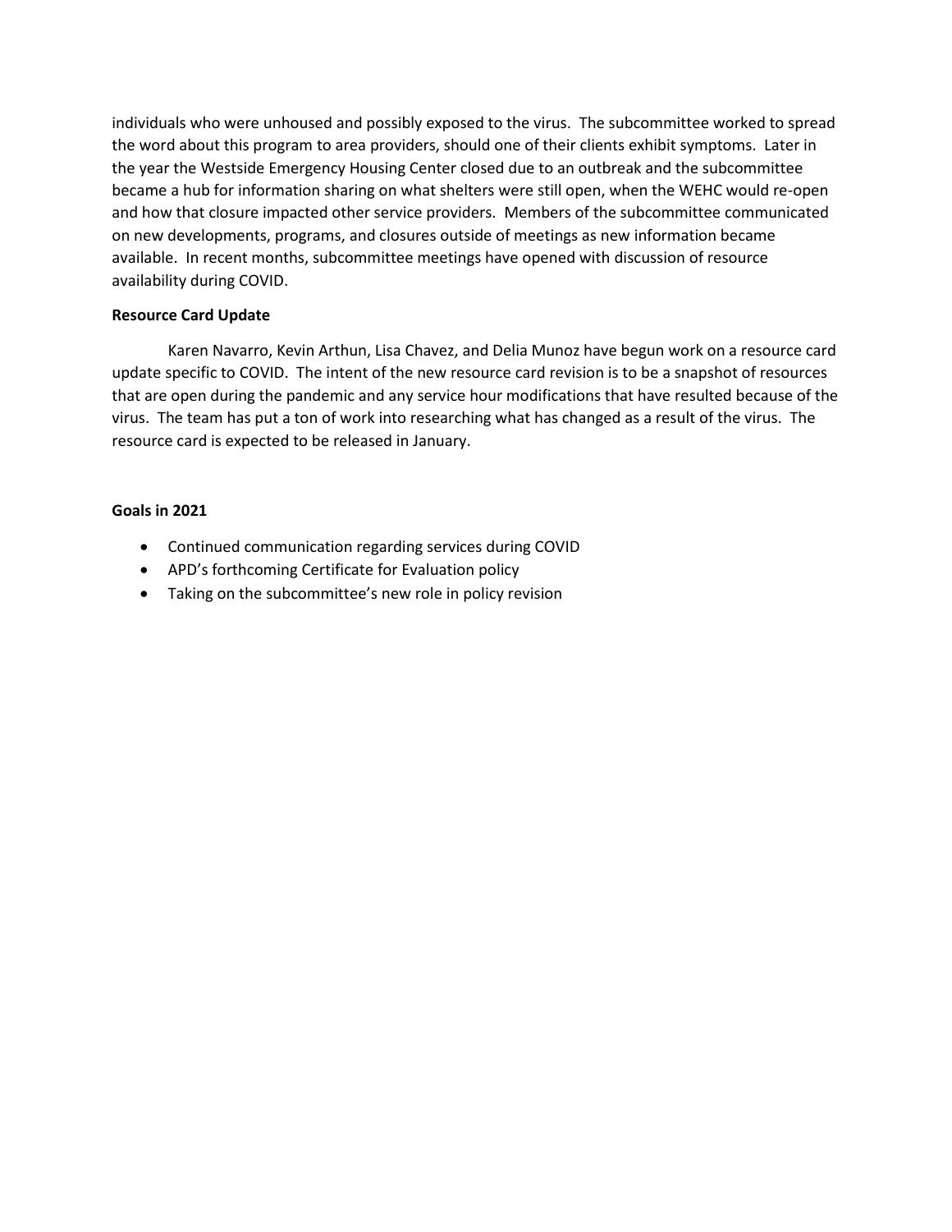individuals who were unhoused and possibly exposed to the virus. The subcommittee worked to spread the word about this program to area providers, should one of their clients exhibit symptoms. Later in the year the Westside Emergency Housing Center closed due to an outbreak and the subcommittee became a hub for information sharing on what shelters were still open, when the WEHC would re-open and how that closure impacted other service providers. Members of the subcommittee communicated on new developments, programs, and closures outside of meetings as new information became available. In recent months, subcommittee meetings have opened with discussion of resource availability during COVID.

**Resource Card Update**

Karen Navarro, Kevin Arthun, Lisa Chavez, and Delia Munoz have begun work on a resource card update specific to COVID. The intent of the new resource card revision is to be a snapshot of resources that are open during the pandemic and any service hour modifications that have resulted because of the virus. The team has put a ton of work into researching what has changed as a result of the virus. The resource card is expected to be released in January.

**Goals in 2021**

- Continued communication regarding services during COVID
- APD's forthcoming Certificate for Evaluation policy
- Taking on the subcommittee's new role in policy revision